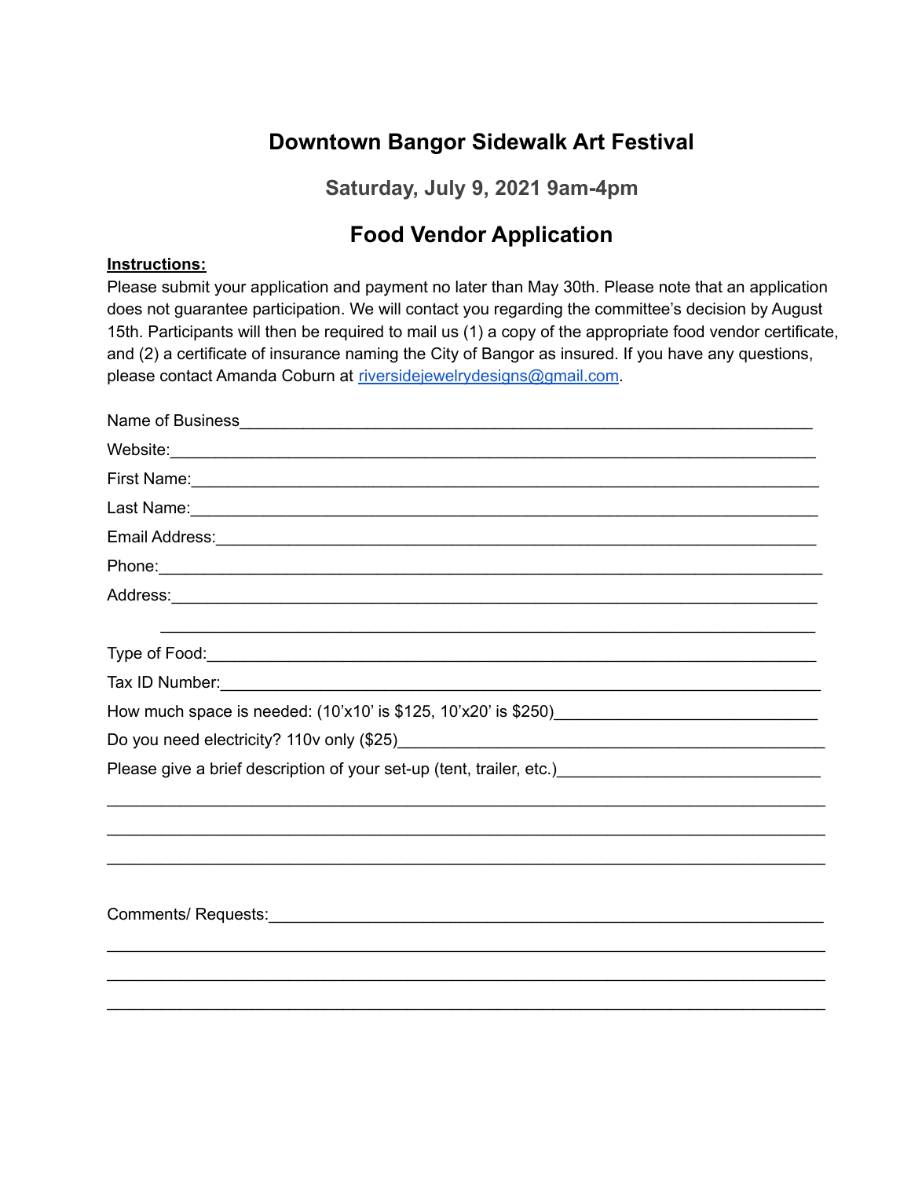# Downtown Bangor Sidewalk Art Festival

### Saturday, July 9, 2021 9am-4pm

## Food Vendor Application

**Instructions:**

Please submit your application and payment no later than May 30th. Please note that an application does not guarantee participation. We will contact you regarding the committee's decision by August 15th. Participants will then be required to mail us (1) a copy of the appropriate food vendor certificate, and (2) a certificate of insurance naming the City of Bangor as insured. If you have any questions, please contact Amanda Coburn at riversidejewelrydesigns@gmail.com.

Name of Business_______________________________________________________________

Website:______________________________________________________________________

First Name:____________________________________________________________________

Last Name:____________________________________________________________________

Email Address:_________________________________________________________________

Phone:_______________________________________________________________________

Address:______________________________________________________________________

_____________________________________________________________________________

Type of Food:__________________________________________________________________

Tax ID Number:_________________________________________________________________

How much space is needed: (10'x10' is $125, 10'x20' is $250)___________________________

Do you need electricity? 110v only ($25)_____________________________________________

Please give a brief description of your set-up (tent, trailer, etc.)__________________________

_____________________________________________________________________________

_____________________________________________________________________________

_____________________________________________________________________________

Comments/ Requests:___________________________________________________________

_____________________________________________________________________________

_____________________________________________________________________________

_____________________________________________________________________________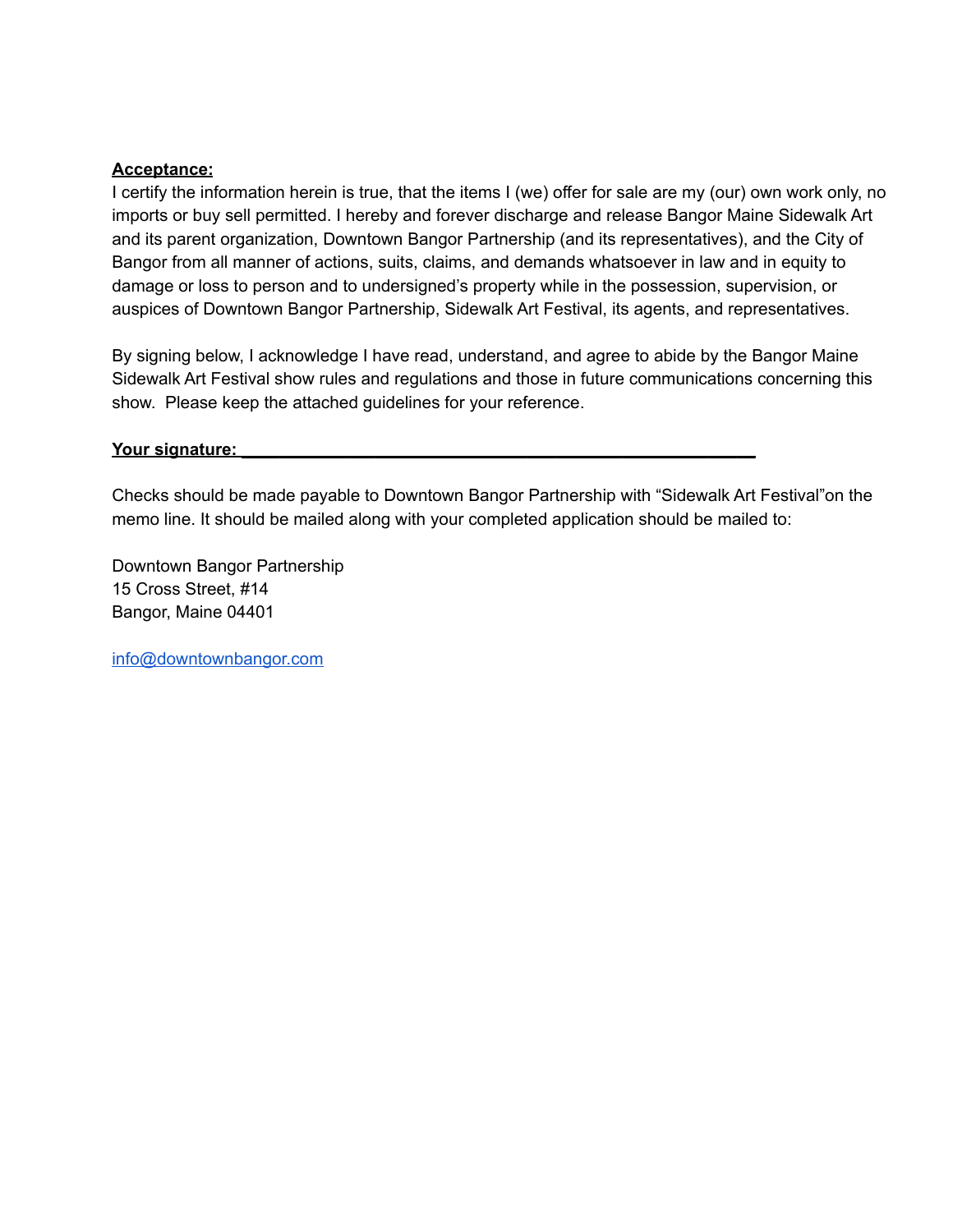**Acceptance:**

I certify the information herein is true, that the items I (we) offer for sale are my (our) own work only, no imports or buy sell permitted. I hereby and forever discharge and release Bangor Maine Sidewalk Art and its parent organization, Downtown Bangor Partnership (and its representatives), and the City of Bangor from all manner of actions, suits, claims, and demands whatsoever in law and in equity to damage or loss to person and to undersigned's property while in the possession, supervision, or auspices of Downtown Bangor Partnership, Sidewalk Art Festival, its agents, and representatives.

By signing below, I acknowledge I have read, understand, and agree to abide by the Bangor Maine Sidewalk Art Festival show rules and regulations and those in future communications concerning this show. Please keep the attached guidelines for your reference.

**Your signature: ___________________________________________________**

Checks should be made payable to Downtown Bangor Partnership with "Sidewalk Art Festival"on the memo line. It should be mailed along with your completed application should be mailed to:

Downtown Bangor Partnership
15 Cross Street, #14
Bangor, Maine 04401

info@downtownbangor.com